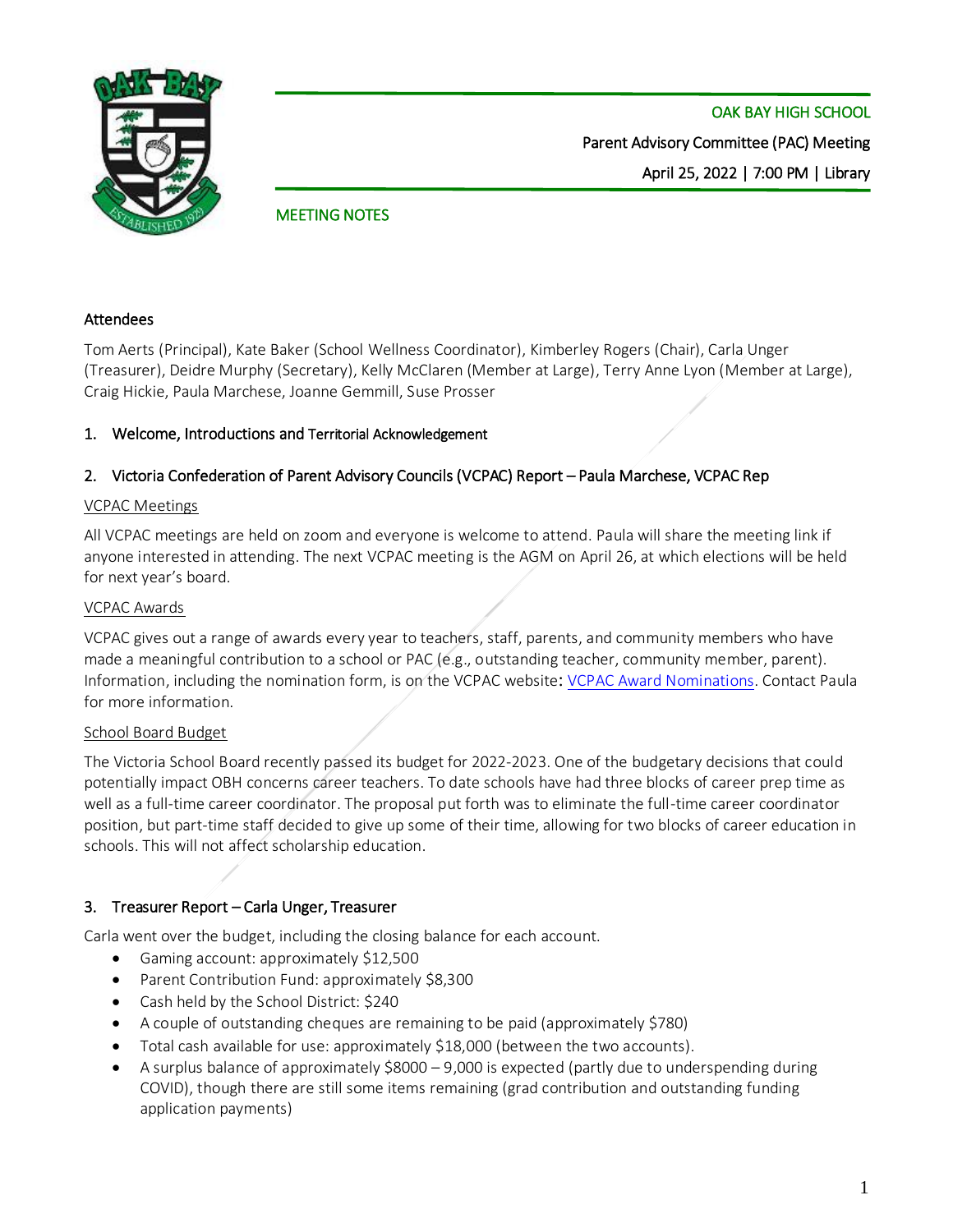OAK BAY HIGH SCHOOL

Parent Advisory Committee (PAC) Meeting

April 25, 2022 | 7:00 PM | Library

MEETING NOTES

### Attendees

Tom Aerts (Principal), Kate Baker (School Wellness Coordinator), Kimberley Rogers (Chair), Carla Unger (Treasurer), Deidre Murphy (Secretary), Kelly McClaren (Member at Large), Terry Anne Lyon (Member at Large), Craig Hickie, Paula Marchese, Joanne Gemmill, Suse Prosser

### 1. Welcome, Introductions and Territorial Acknowledgement

### 2. Victoria Confederation of Parent Advisory Councils (VCPAC) Report – Paula Marchese, VCPAC Rep

VCPAC Meetings

All VCPAC meetings are held on zoom and everyone is welcome to attend. Paula will share the meeting link if anyone interested in attending. The next VCPAC meeting is the AGM on April 26, at which elections will be held for next year's board.

VCPAC Awards

VCPAC gives out a range of awards every year to teachers, staff, parents, and community members who have made a meaningful contribution to a school or PAC (e.g., outstanding teacher, community member, parent). Information, including the nomination form, is on the VCPAC website: VCPAC Award Nominations. Contact Paula for more information.

School Board Budget

The Victoria School Board recently passed its budget for 2022-2023. One of the budgetary decisions that could potentially impact OBH concerns career teachers. To date schools have had three blocks of career prep time as well as a full-time career coordinator. The proposal put forth was to eliminate the full-time career coordinator position, but part-time staff decided to give up some of their time, allowing for two blocks of career education in schools. This will not affect scholarship education.

### 3. Treasurer Report – Carla Unger, Treasurer

Carla went over the budget, including the closing balance for each account.

- Gaming account: approximately $12,500
- Parent Contribution Fund: approximately $8,300
- Cash held by the School District: $240
- A couple of outstanding cheques are remaining to be paid (approximately $780)
- Total cash available for use: approximately $18,000 (between the two accounts).
- A surplus balance of approximately $8000 – 9,000 is expected (partly due to underspending during COVID), though there are still some items remaining (grad contribution and outstanding funding application payments)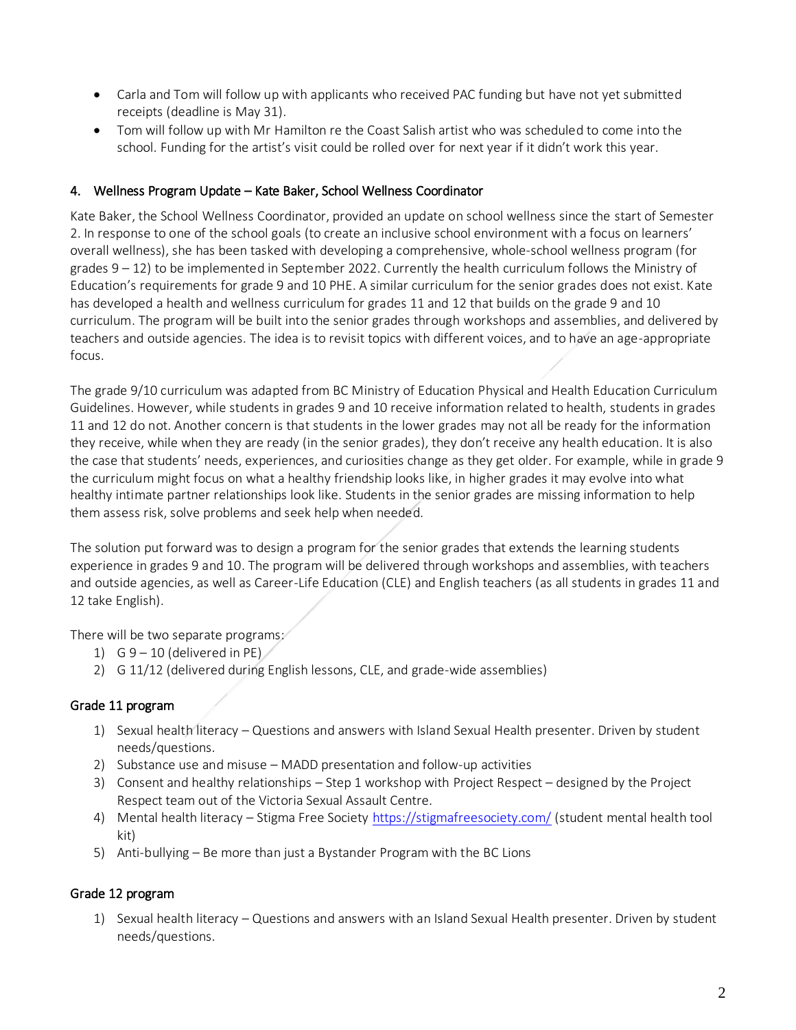- Carla and Tom will follow up with applicants who received PAC funding but have not yet submitted receipts (deadline is May 31).
- Tom will follow up with Mr Hamilton re the Coast Salish artist who was scheduled to come into the school. Funding for the artist's visit could be rolled over for next year if it didn't work this year.

## 4. Wellness Program Update – Kate Baker, School Wellness Coordinator

Kate Baker, the School Wellness Coordinator, provided an update on school wellness since the start of Semester 2. In response to one of the school goals (to create an inclusive school environment with a focus on learners' overall wellness), she has been tasked with developing a comprehensive, whole-school wellness program (for grades 9 – 12) to be implemented in September 2022. Currently the health curriculum follows the Ministry of Education's requirements for grade 9 and 10 PHE. A similar curriculum for the senior grades does not exist. Kate has developed a health and wellness curriculum for grades 11 and 12 that builds on the grade 9 and 10 curriculum. The program will be built into the senior grades through workshops and assemblies, and delivered by teachers and outside agencies. The idea is to revisit topics with different voices, and to have an age-appropriate focus.

The grade 9/10 curriculum was adapted from BC Ministry of Education Physical and Health Education Curriculum Guidelines. However, while students in grades 9 and 10 receive information related to health, students in grades 11 and 12 do not. Another concern is that students in the lower grades may not all be ready for the information they receive, while when they are ready (in the senior grades), they don't receive any health education. It is also the case that students' needs, experiences, and curiosities change as they get older. For example, while in grade 9 the curriculum might focus on what a healthy friendship looks like, in higher grades it may evolve into what healthy intimate partner relationships look like. Students in the senior grades are missing information to help them assess risk, solve problems and seek help when needed.

The solution put forward was to design a program for the senior grades that extends the learning students experience in grades 9 and 10. The program will be delivered through workshops and assemblies, with teachers and outside agencies, as well as Career-Life Education (CLE) and English teachers (as all students in grades 11 and 12 take English).

There will be two separate programs:

1) G 9 – 10 (delivered in PE)
2) G 11/12 (delivered during English lessons, CLE, and grade-wide assemblies)

### Grade 11 program

1) Sexual health literacy – Questions and answers with Island Sexual Health presenter. Driven by student needs/questions.
2) Substance use and misuse – MADD presentation and follow-up activities
3) Consent and healthy relationships – Step 1 workshop with Project Respect – designed by the Project Respect team out of the Victoria Sexual Assault Centre.
4) Mental health literacy – Stigma Free Society https://stigmafreesociety.com/ (student mental health tool kit)
5) Anti-bullying – Be more than just a Bystander Program with the BC Lions

### Grade 12 program

1) Sexual health literacy – Questions and answers with an Island Sexual Health presenter. Driven by student needs/questions.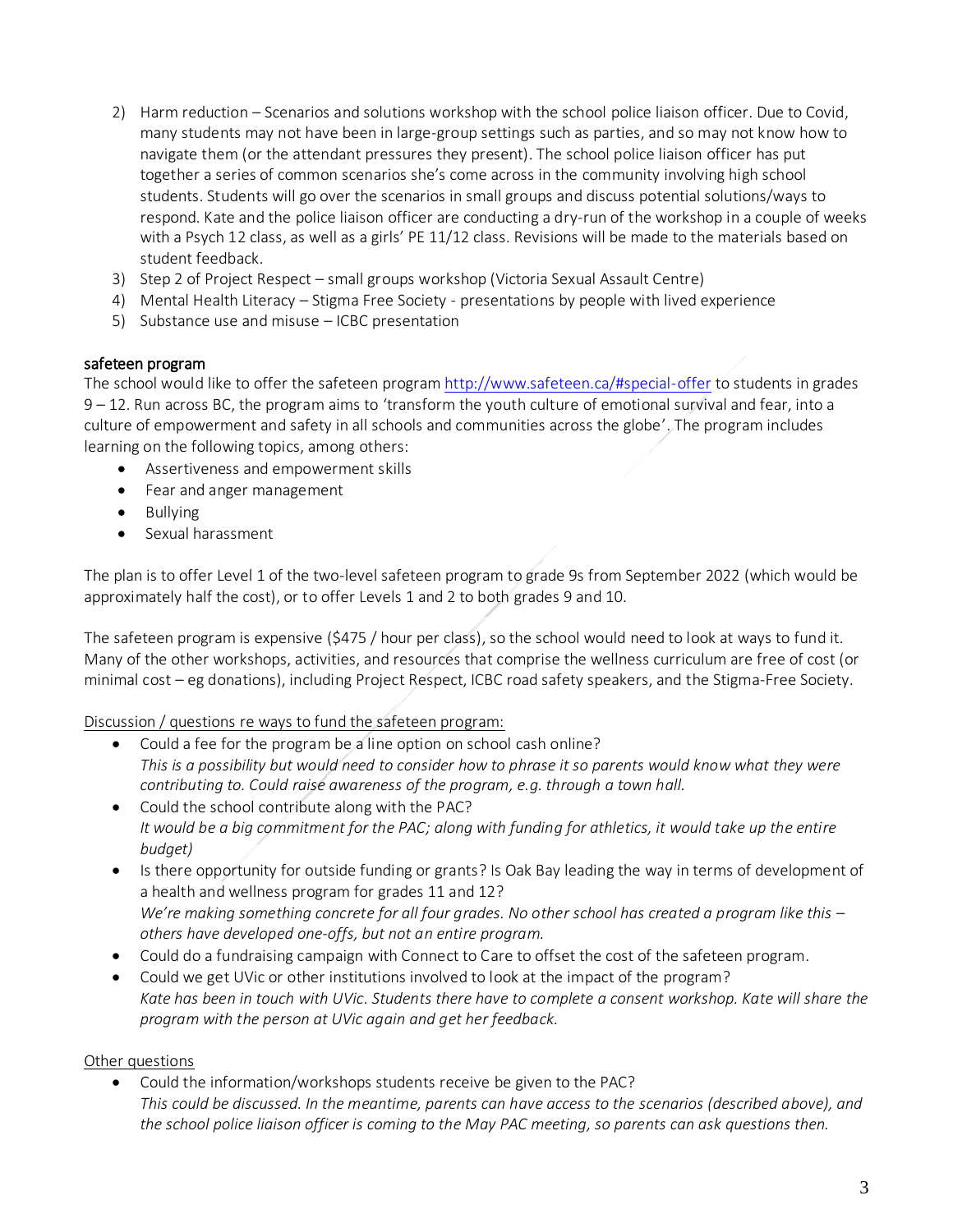2) Harm reduction – Scenarios and solutions workshop with the school police liaison officer. Due to Covid, many students may not have been in large-group settings such as parties, and so may not know how to navigate them (or the attendant pressures they present). The school police liaison officer has put together a series of common scenarios she's come across in the community involving high school students. Students will go over the scenarios in small groups and discuss potential solutions/ways to respond. Kate and the police liaison officer are conducting a dry-run of the workshop in a couple of weeks with a Psych 12 class, as well as a girls' PE 11/12 class. Revisions will be made to the materials based on student feedback.
3) Step 2 of Project Respect – small groups workshop (Victoria Sexual Assault Centre)
4) Mental Health Literacy – Stigma Free Society - presentations by people with lived experience
5) Substance use and misuse – ICBC presentation

### safeteen program

The school would like to offer the safeteen program http://www.safeteen.ca/#special-offer to students in grades 9 – 12. Run across BC, the program aims to 'transform the youth culture of emotional survival and fear, into a culture of empowerment and safety in all schools and communities across the globe'. The program includes learning on the following topics, among others:

- Assertiveness and empowerment skills
- Fear and anger management
- Bullying
- Sexual harassment

The plan is to offer Level 1 of the two-level safeteen program to grade 9s from September 2022 (which would be approximately half the cost), or to offer Levels 1 and 2 to both grades 9 and 10.

The safeteen program is expensive ($475 / hour per class), so the school would need to look at ways to fund it. Many of the other workshops, activities, and resources that comprise the wellness curriculum are free of cost (or minimal cost – eg donations), including Project Respect, ICBC road safety speakers, and the Stigma-Free Society.

<u>Discussion / questions re ways to fund the safeteen program:</u>

- Could a fee for the program be a line option on school cash online?
  *This is a possibility but would need to consider how to phrase it so parents would know what they were contributing to. Could raise awareness of the program, e.g. through a town hall.*
- Could the school contribute along with the PAC?
  *It would be a big commitment for the PAC; along with funding for athletics, it would take up the entire budget)*
- Is there opportunity for outside funding or grants? Is Oak Bay leading the way in terms of development of a health and wellness program for grades 11 and 12?
  *We're making something concrete for all four grades. No other school has created a program like this – others have developed one-offs, but not an entire program.*
- Could do a fundraising campaign with Connect to Care to offset the cost of the safeteen program.
- Could we get UVic or other institutions involved to look at the impact of the program?
  *Kate has been in touch with UVic. Students there have to complete a consent workshop. Kate will share the program with the person at UVic again and get her feedback.*

<u>Other questions</u>

- Could the information/workshops students receive be given to the PAC?
  *This could be discussed. In the meantime, parents can have access to the scenarios (described above), and the school police liaison officer is coming to the May PAC meeting, so parents can ask questions then.*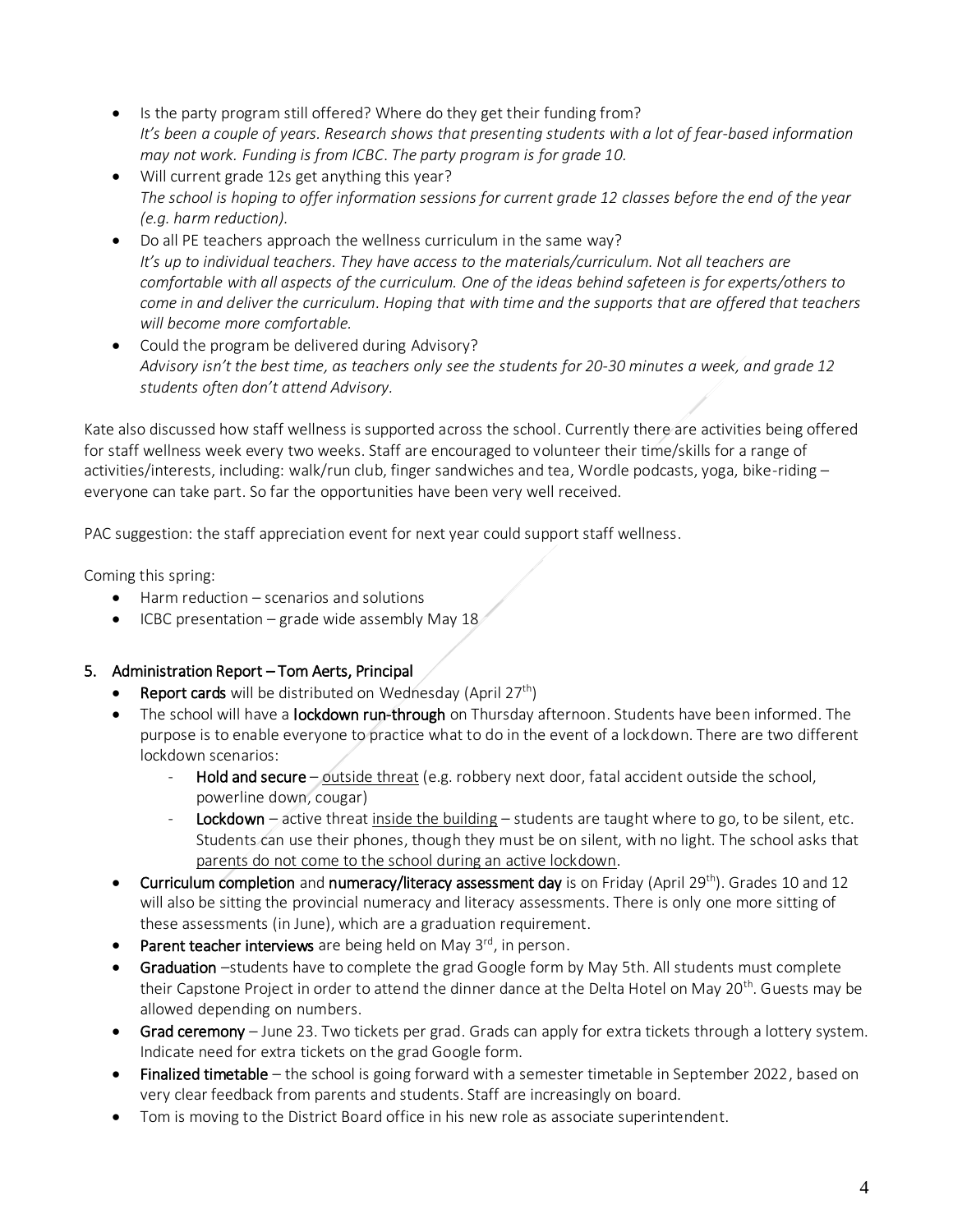- Is the party program still offered? Where do they get their funding from?
  *It's been a couple of years. Research shows that presenting students with a lot of fear-based information may not work. Funding is from ICBC. The party program is for grade 10.*
- Will current grade 12s get anything this year?
  *The school is hoping to offer information sessions for current grade 12 classes before the end of the year (e.g. harm reduction).*
- Do all PE teachers approach the wellness curriculum in the same way?
  *It's up to individual teachers. They have access to the materials/curriculum. Not all teachers are comfortable with all aspects of the curriculum. One of the ideas behind safeteen is for experts/others to come in and deliver the curriculum. Hoping that with time and the supports that are offered that teachers will become more comfortable.*
- Could the program be delivered during Advisory?
  *Advisory isn't the best time, as teachers only see the students for 20-30 minutes a week, and grade 12 students often don't attend Advisory.*

Kate also discussed how staff wellness is supported across the school. Currently there are activities being offered for staff wellness week every two weeks. Staff are encouraged to volunteer their time/skills for a range of activities/interests, including: walk/run club, finger sandwiches and tea, Wordle podcasts, yoga, bike-riding – everyone can take part. So far the opportunities have been very well received.

PAC suggestion: the staff appreciation event for next year could support staff wellness.

Coming this spring:

- Harm reduction – scenarios and solutions
- ICBC presentation – grade wide assembly May 18

## 5. Administration Report – Tom Aerts, Principal

- **Report cards** will be distributed on Wednesday (April 27th)
- The school will have a **lockdown run-through** on Thursday afternoon. Students have been informed. The purpose is to enable everyone to practice what to do in the event of a lockdown. There are two different lockdown scenarios:
  - **Hold and secure** – <u>outside threat</u> (e.g. robbery next door, fatal accident outside the school, powerline down, cougar)
  - **Lockdown** – active threat <u>inside the building</u> – students are taught where to go, to be silent, etc. Students can use their phones, though they must be on silent, with no light. The school asks that <u>parents do not come to the school during an active lockdown</u>.
- **Curriculum completion** and **numeracy/literacy assessment day** is on Friday (April 29th). Grades 10 and 12 will also be sitting the provincial numeracy and literacy assessments. There is only one more sitting of these assessments (in June), which are a graduation requirement.
- **Parent teacher interviews** are being held on May 3rd, in person.
- **Graduation** –students have to complete the grad Google form by May 5th. All students must complete their Capstone Project in order to attend the dinner dance at the Delta Hotel on May 20th. Guests may be allowed depending on numbers.
- **Grad ceremony** – June 23. Two tickets per grad. Grads can apply for extra tickets through a lottery system. Indicate need for extra tickets on the grad Google form.
- **Finalized timetable** – the school is going forward with a semester timetable in September 2022, based on very clear feedback from parents and students. Staff are increasingly on board.
- Tom is moving to the District Board office in his new role as associate superintendent.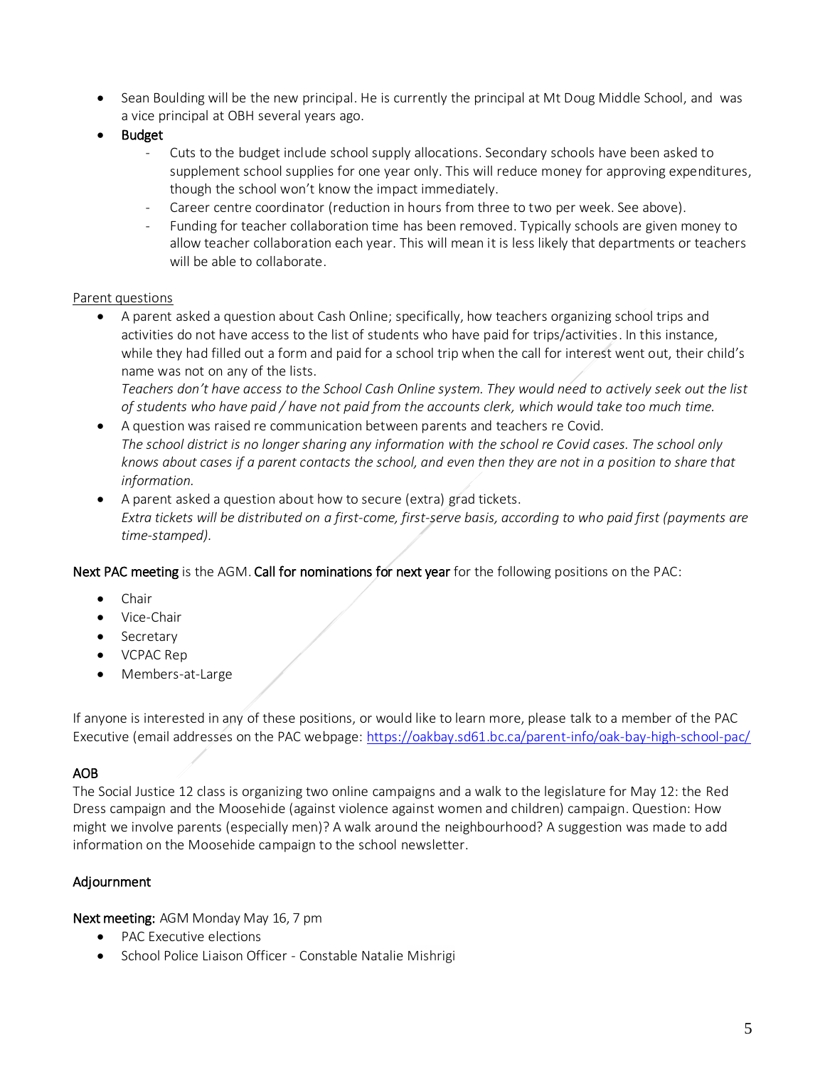- Sean Boulding will be the new principal. He is currently the principal at Mt Doug Middle School, and was a vice principal at OBH several years ago.
- Budget
    - Cuts to the budget include school supply allocations. Secondary schools have been asked to supplement school supplies for one year only. This will reduce money for approving expenditures, though the school won't know the impact immediately.
    - Career centre coordinator (reduction in hours from three to two per week. See above).
    - Funding for teacher collaboration time has been removed. Typically schools are given money to allow teacher collaboration each year. This will mean it is less likely that departments or teachers will be able to collaborate.

<u>Parent questions</u>

- A parent asked a question about Cash Online; specifically, how teachers organizing school trips and activities do not have access to the list of students who have paid for trips/activities. In this instance, while they had filled out a form and paid for a school trip when the call for interest went out, their child's name was not on any of the lists.
  *Teachers don't have access to the School Cash Online system. They would need to actively seek out the list of students who have paid / have not paid from the accounts clerk, which would take too much time.*
- A question was raised re communication between parents and teachers re Covid.
  *The school district is no longer sharing any information with the school re Covid cases. The school only knows about cases if a parent contacts the school, and even then they are not in a position to share that information.*
- A parent asked a question about how to secure (extra) grad tickets.
  *Extra tickets will be distributed on a first-come, first-serve basis, according to who paid first (payments are time-stamped).*

**Next PAC meeting** is the AGM. **Call for nominations for next year** for the following positions on the PAC:

- Chair
- Vice-Chair
- Secretary
- VCPAC Rep
- Members-at-Large

If anyone is interested in any of these positions, or would like to learn more, please talk to a member of the PAC Executive (email addresses on the PAC webpage: https://oakbay.sd61.bc.ca/parent-info/oak-bay-high-school-pac/

**AOB**

The Social Justice 12 class is organizing two online campaigns and a walk to the legislature for May 12: the Red Dress campaign and the Moosehide (against violence against women and children) campaign. Question: How might we involve parents (especially men)? A walk around the neighbourhood? A suggestion was made to add information on the Moosehide campaign to the school newsletter.

**Adjournment**

**Next meeting:** AGM Monday May 16, 7 pm

- PAC Executive elections
- School Police Liaison Officer - Constable Natalie Mishrigi